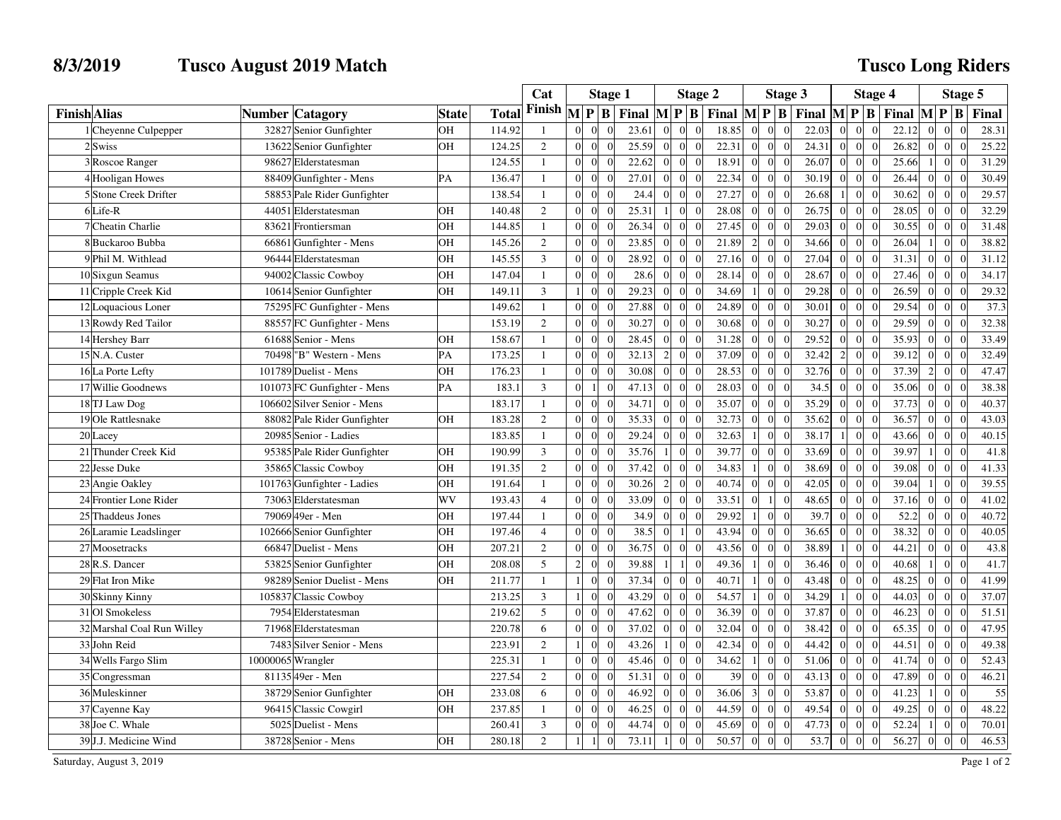# 8/3/2019 Tusco August 2019 Match

## Tusco Long Riders

| Finish | Alias | Number | Catagory | State | Total | Cat Finish | Stage 1 | | | | Stage 2 | | | | Stage 3 | | | | Stage 4 | | | | Stage 5 | | | |
|---|---|---|---|---|---|---|---|---|---|---|---|---|---|---|---|---|---|---|---|---|---|---|---|---|---|---|
| | | | | | | | M | P | B | Final | M | P | B | Final | M | P | B | Final | M | P | B | Final | M | P | B | Final |
| 1 | Cheyenne Culpepper | 32827 | Senior Gunfighter | OH | 114.92 | 1 | 0 | 0 | 0 | 23.61 | 0 | 0 | 0 | 18.85 | 0 | 0 | 0 | 22.03 | 0 | 0 | 0 | 22.12 | 0 | 0 | 0 | 28.31 |
| 2 | Swiss | 13622 | Senior Gunfighter | OH | 124.25 | 2 | 0 | 0 | 0 | 25.59 | 0 | 0 | 0 | 22.31 | 0 | 0 | 0 | 24.31 | 0 | 0 | 0 | 26.82 | 0 | 0 | 0 | 25.22 |
| 3 | Roscoe Ranger | 98627 | Elderstatesman | | 124.55 | 1 | 0 | 0 | 0 | 22.62 | 0 | 0 | 0 | 18.91 | 0 | 0 | 0 | 26.07 | 0 | 0 | 0 | 25.66 | 1 | 0 | 0 | 31.29 |
| 4 | Hooligan Howes | 88409 | Gunfighter - Mens | PA | 136.47 | 1 | 0 | 0 | 0 | 27.01 | 0 | 0 | 0 | 22.34 | 0 | 0 | 0 | 30.19 | 0 | 0 | 0 | 26.44 | 0 | 0 | 0 | 30.49 |
| 5 | Stone Creek Drifter | 58853 | Pale Rider Gunfighter | | 138.54 | 1 | 0 | 0 | 0 | 24.4 | 0 | 0 | 0 | 27.27 | 0 | 0 | 0 | 26.68 | 1 | 0 | 0 | 30.62 | 0 | 0 | 0 | 29.57 |
| 6 | Life-R | 44051 | Elderstatesman | OH | 140.48 | 2 | 0 | 0 | 0 | 25.31 | 1 | 0 | 0 | 28.08 | 0 | 0 | 0 | 26.75 | 0 | 0 | 0 | 28.05 | 0 | 0 | 0 | 32.29 |
| 7 | Cheatin Charlie | 83621 | Frontiersman | OH | 144.85 | 1 | 0 | 0 | 0 | 26.34 | 0 | 0 | 0 | 27.45 | 0 | 0 | 0 | 29.03 | 0 | 0 | 0 | 30.55 | 0 | 0 | 0 | 31.48 |
| 8 | Buckaroo Bubba | 66861 | Gunfighter - Mens | OH | 145.26 | 2 | 0 | 0 | 0 | 23.85 | 0 | 0 | 0 | 21.89 | 2 | 0 | 0 | 34.66 | 0 | 0 | 0 | 26.04 | 1 | 0 | 0 | 38.82 |
| 9 | Phil M. Withlead | 96444 | Elderstatesman | OH | 145.55 | 3 | 0 | 0 | 0 | 28.92 | 0 | 0 | 0 | 27.16 | 0 | 0 | 0 | 27.04 | 0 | 0 | 0 | 31.31 | 0 | 0 | 0 | 31.12 |
| 10 | Sixgun Seamus | 94002 | Classic Cowboy | OH | 147.04 | 1 | 0 | 0 | 0 | 28.6 | 0 | 0 | 0 | 28.14 | 0 | 0 | 0 | 28.67 | 0 | 0 | 0 | 27.46 | 0 | 0 | 0 | 34.17 |
| 11 | Cripple Creek Kid | 10614 | Senior Gunfighter | OH | 149.11 | 3 | 1 | 0 | 0 | 29.23 | 0 | 0 | 0 | 34.69 | 1 | 0 | 0 | 29.28 | 0 | 0 | 0 | 26.59 | 0 | 0 | 0 | 29.32 |
| 12 | Loquacious Loner | 75295 | FC Gunfighter - Mens | | 149.62 | 1 | 0 | 0 | 0 | 27.88 | 0 | 0 | 0 | 24.89 | 0 | 0 | 0 | 30.01 | 0 | 0 | 0 | 29.54 | 0 | 0 | 0 | 37.3 |
| 13 | Rowdy Red Tailor | 88557 | FC Gunfighter - Mens | | 153.19 | 2 | 0 | 0 | 0 | 30.27 | 0 | 0 | 0 | 30.68 | 0 | 0 | 0 | 30.27 | 0 | 0 | 0 | 29.59 | 0 | 0 | 0 | 32.38 |
| 14 | Hershey Barr | 61688 | Senior - Mens | OH | 158.67 | 1 | 0 | 0 | 0 | 28.45 | 0 | 0 | 0 | 31.28 | 0 | 0 | 0 | 29.52 | 0 | 0 | 0 | 35.93 | 0 | 0 | 0 | 33.49 |
| 15 | N.A. Custer | 70498 | "B" Western - Mens | PA | 173.25 | 1 | 0 | 0 | 0 | 32.13 | 2 | 0 | 0 | 37.09 | 0 | 0 | 0 | 32.42 | 2 | 0 | 0 | 39.12 | 0 | 0 | 0 | 32.49 |
| 16 | La Porte Lefty | 101789 | Duelist - Mens | OH | 176.23 | 1 | 0 | 0 | 0 | 30.08 | 0 | 0 | 0 | 28.53 | 0 | 0 | 0 | 32.76 | 0 | 0 | 0 | 37.39 | 2 | 0 | 0 | 47.47 |
| 17 | Willie Goodnews | 101073 | FC Gunfighter - Mens | PA | 183.1 | 3 | 0 | 1 | 0 | 47.13 | 0 | 0 | 0 | 28.03 | 0 | 0 | 0 | 34.5 | 0 | 0 | 0 | 35.06 | 0 | 0 | 0 | 38.38 |
| 18 | TJ Law Dog | 106602 | Silver Senior - Mens | | 183.17 | 1 | 0 | 0 | 0 | 34.71 | 0 | 0 | 0 | 35.07 | 0 | 0 | 0 | 35.29 | 0 | 0 | 0 | 37.73 | 0 | 0 | 0 | 40.37 |
| 19 | Ole Rattlesnake | 88082 | Pale Rider Gunfighter | OH | 183.28 | 2 | 0 | 0 | 0 | 35.33 | 0 | 0 | 0 | 32.73 | 0 | 0 | 0 | 35.62 | 0 | 0 | 0 | 36.57 | 0 | 0 | 0 | 43.03 |
| 20 | Lacey | 20985 | Senior - Ladies | | 183.85 | 1 | 0 | 0 | 0 | 29.24 | 0 | 0 | 0 | 32.63 | 1 | 0 | 0 | 38.17 | 1 | 0 | 0 | 43.66 | 0 | 0 | 0 | 40.15 |
| 21 | Thunder Creek Kid | 95385 | Pale Rider Gunfighter | OH | 190.99 | 3 | 0 | 0 | 0 | 35.76 | 1 | 0 | 0 | 39.77 | 0 | 0 | 0 | 33.69 | 0 | 0 | 0 | 39.97 | 1 | 0 | 0 | 41.8 |
| 22 | Jesse Duke | 35865 | Classic Cowboy | OH | 191.35 | 2 | 0 | 0 | 0 | 37.42 | 0 | 0 | 0 | 34.83 | 1 | 0 | 0 | 38.69 | 0 | 0 | 0 | 39.08 | 0 | 0 | 0 | 41.33 |
| 23 | Angie Oakley | 101763 | Gunfighter - Ladies | OH | 191.64 | 1 | 0 | 0 | 0 | 30.26 | 2 | 0 | 0 | 40.74 | 0 | 0 | 0 | 42.05 | 0 | 0 | 0 | 39.04 | 1 | 0 | 0 | 39.55 |
| 24 | Frontier Lone Rider | 73063 | Elderstatesman | WV | 193.43 | 4 | 0 | 0 | 0 | 33.09 | 0 | 0 | 0 | 33.51 | 0 | 1 | 0 | 48.65 | 0 | 0 | 0 | 37.16 | 0 | 0 | 0 | 41.02 |
| 25 | Thaddeus Jones | 79069 | 49er - Men | OH | 197.44 | 1 | 0 | 0 | 0 | 34.9 | 0 | 0 | 0 | 29.92 | 1 | 0 | 0 | 39.7 | 0 | 0 | 0 | 52.2 | 0 | 0 | 0 | 40.72 |
| 26 | Laramie Leadslinger | 102666 | Senior Gunfighter | OH | 197.46 | 4 | 0 | 0 | 0 | 38.5 | 0 | 1 | 0 | 43.94 | 0 | 0 | 0 | 36.65 | 0 | 0 | 0 | 38.32 | 0 | 0 | 0 | 40.05 |
| 27 | Moosetracks | 66847 | Duelist - Mens | OH | 207.21 | 2 | 0 | 0 | 0 | 36.75 | 0 | 0 | 0 | 43.56 | 0 | 0 | 0 | 38.89 | 1 | 0 | 0 | 44.21 | 0 | 0 | 0 | 43.8 |
| 28 | R.S. Dancer | 53825 | Senior Gunfighter | OH | 208.08 | 5 | 2 | 0 | 0 | 39.88 | 1 | 1 | 0 | 49.36 | 1 | 0 | 0 | 36.46 | 0 | 0 | 0 | 40.68 | 1 | 0 | 0 | 41.7 |
| 29 | Flat Iron Mike | 98289 | Senior Duelist - Mens | OH | 211.77 | 1 | 1 | 0 | 0 | 37.34 | 0 | 0 | 0 | 40.71 | 1 | 0 | 0 | 43.48 | 0 | 0 | 0 | 48.25 | 0 | 0 | 0 | 41.99 |
| 30 | Skinny Kinny | 105837 | Classic Cowboy | | 213.25 | 3 | 1 | 0 | 0 | 43.29 | 0 | 0 | 0 | 54.57 | 1 | 0 | 0 | 34.29 | 1 | 0 | 0 | 44.03 | 0 | 0 | 0 | 37.07 |
| 31 | Ol Smokeless | 7954 | Elderstatesman | | 219.62 | 5 | 0 | 0 | 0 | 47.62 | 0 | 0 | 0 | 36.39 | 0 | 0 | 0 | 37.87 | 0 | 0 | 0 | 46.23 | 0 | 0 | 0 | 51.51 |
| 32 | Marshal Coal Run Willey | 71968 | Elderstatesman | | 220.78 | 6 | 0 | 0 | 0 | 37.02 | 0 | 0 | 0 | 32.04 | 0 | 0 | 0 | 38.42 | 0 | 0 | 0 | 65.35 | 0 | 0 | 0 | 47.95 |
| 33 | John Reid | 7483 | Silver Senior - Mens | | 223.91 | 2 | 1 | 0 | 0 | 43.26 | 1 | 0 | 0 | 42.34 | 0 | 0 | 0 | 44.42 | 0 | 0 | 0 | 44.51 | 0 | 0 | 0 | 49.38 |
| 34 | Wells Fargo Slim | 10000065 | Wrangler | | 225.31 | 1 | 0 | 0 | 0 | 45.46 | 0 | 0 | 0 | 34.62 | 1 | 0 | 0 | 51.06 | 0 | 0 | 0 | 41.74 | 0 | 0 | 0 | 52.43 |
| 35 | Congressman | 81135 | 49er - Men | | 227.54 | 2 | 0 | 0 | 0 | 51.31 | 0 | 0 | 0 | 39 | 0 | 0 | 0 | 43.13 | 0 | 0 | 0 | 47.89 | 0 | 0 | 0 | 46.21 |
| 36 | Muleskinner | 38729 | Senior Gunfighter | OH | 233.08 | 6 | 0 | 0 | 0 | 46.92 | 0 | 0 | 0 | 36.06 | 3 | 0 | 0 | 53.87 | 0 | 0 | 0 | 41.23 | 1 | 0 | 0 | 55 |
| 37 | Cayenne Kay | 96415 | Classic Cowgirl | OH | 237.85 | 1 | 0 | 0 | 0 | 46.25 | 0 | 0 | 0 | 44.59 | 0 | 0 | 0 | 49.54 | 0 | 0 | 0 | 49.25 | 0 | 0 | 0 | 48.22 |
| 38 | Joe C. Whale | 5025 | Duelist - Mens | | 260.41 | 3 | 0 | 0 | 0 | 44.74 | 0 | 0 | 0 | 45.69 | 0 | 0 | 0 | 47.73 | 0 | 0 | 0 | 52.24 | 1 | 0 | 0 | 70.01 |
| 39 | J.J. Medicine Wind | 38728 | Senior - Mens | OH | 280.18 | 2 | 1 | 1 | 0 | 73.11 | 1 | 0 | 0 | 50.57 | 0 | 0 | 0 | 53.7 | 0 | 0 | 0 | 56.27 | 0 | 0 | 0 | 46.53 |

Saturday, August 3, 2019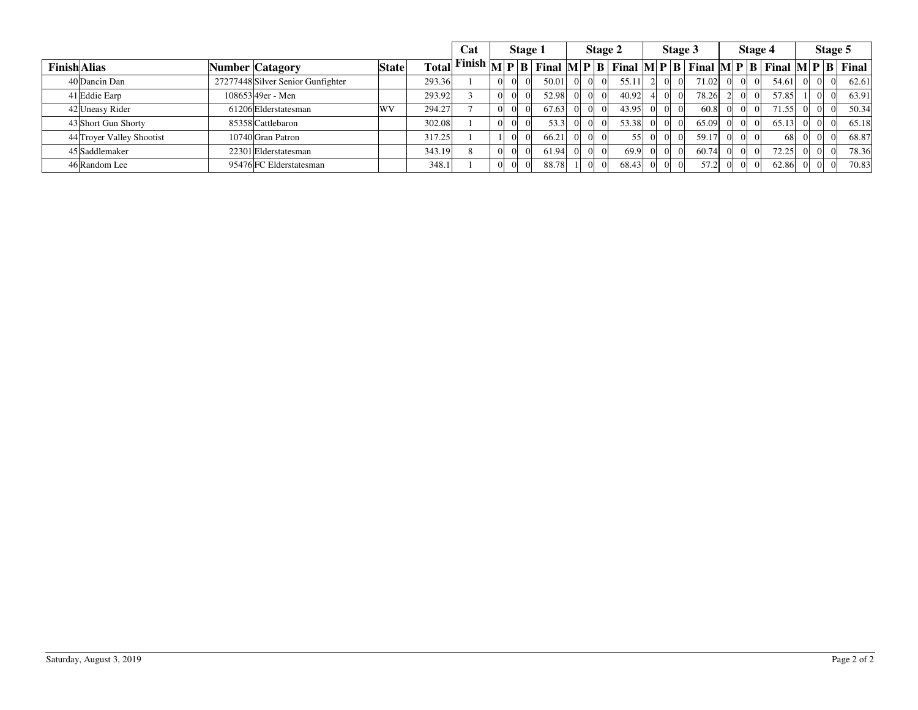| | | | | | | Cat | Stage 1 | | | | Stage 2 | | | | Stage 3 | | | | Stage 4 | | | | Stage 5 | | | |
|---|---|---|---|---|---|---|---|---|---|---|---|---|---|---|---|---|---|---|---|---|---|---|---|---|---|---|
| Finish | Alias | Number | Catagory | State | Total | Finish | M | P | B | Final | M | P | B | Final | M | P | B | Final | M | P | B | Final | M | P | B | Final |
| 40 | Dancin Dan | 27277448 | Silver Senior Gunfighter | | 293.36 | 1 | 0 | 0 | 0 | 50.01 | 0 | 0 | 0 | 55.11 | 2 | 0 | 0 | 71.02 | 0 | 0 | 0 | 54.61 | 0 | 0 | 0 | 62.61 |
| 41 | Eddie Earp | 108653 | 49er - Men | | 293.92 | 3 | 0 | 0 | 0 | 52.98 | 0 | 0 | 0 | 40.92 | 4 | 0 | 0 | 78.26 | 2 | 0 | 0 | 57.85 | 1 | 0 | 0 | 63.91 |
| 42 | Uneasy Rider | 61206 | Elderstatesman | WV | 294.27 | 7 | 0 | 0 | 0 | 67.63 | 0 | 0 | 0 | 43.95 | 0 | 0 | 0 | 60.8 | 0 | 0 | 0 | 71.55 | 0 | 0 | 0 | 50.34 |
| 43 | Short Gun Shorty | 85358 | Cattlebaron | | 302.08 | 1 | 0 | 0 | 0 | 53.3 | 0 | 0 | 0 | 53.38 | 0 | 0 | 0 | 65.09 | 0 | 0 | 0 | 65.13 | 0 | 0 | 0 | 65.18 |
| 44 | Troyer Valley Shootist | 10740 | Gran Patron | | 317.25 | 1 | 1 | 0 | 0 | 66.21 | 0 | 0 | 0 | 55 | 0 | 0 | 0 | 59.17 | 0 | 0 | 0 | 68 | 0 | 0 | 0 | 68.87 |
| 45 | Saddlemaker | 22301 | Elderstatesman | | 343.19 | 8 | 0 | 0 | 0 | 61.94 | 0 | 0 | 0 | 69.9 | 0 | 0 | 0 | 60.74 | 0 | 0 | 0 | 72.25 | 0 | 0 | 0 | 78.36 |
| 46 | Random Lee | 95476 | FC Elderstatesman | | 348.1 | 1 | 0 | 0 | 0 | 88.78 | 1 | 0 | 0 | 68.43 | 0 | 0 | 0 | 57.2 | 0 | 0 | 0 | 62.86 | 0 | 0 | 0 | 70.83 |

Saturday, August 3, 2019